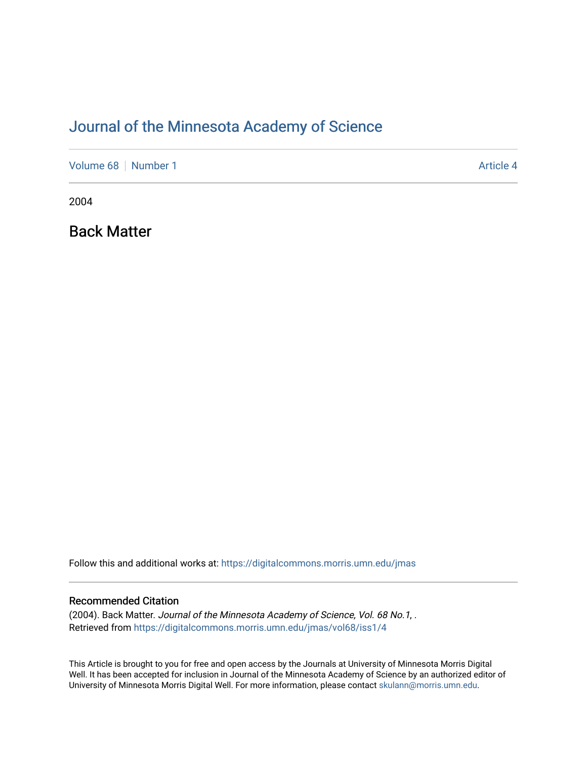# Journal of the Minnesota Academy of Science

Volume 68 | Number 1 | Article 4

2004

## Back Matter

Follow this and additional works at: https://digitalcommons.morris.umn.edu/jmas

### Recommended Citation

(2004). Back Matter. *Journal of the Minnesota Academy of Science, Vol. 68 No.1*, .
Retrieved from https://digitalcommons.morris.umn.edu/jmas/vol68/iss1/4

This Article is brought to you for free and open access by the Journals at University of Minnesota Morris Digital Well. It has been accepted for inclusion in Journal of the Minnesota Academy of Science by an authorized editor of University of Minnesota Morris Digital Well. For more information, please contact skulann@morris.umn.edu.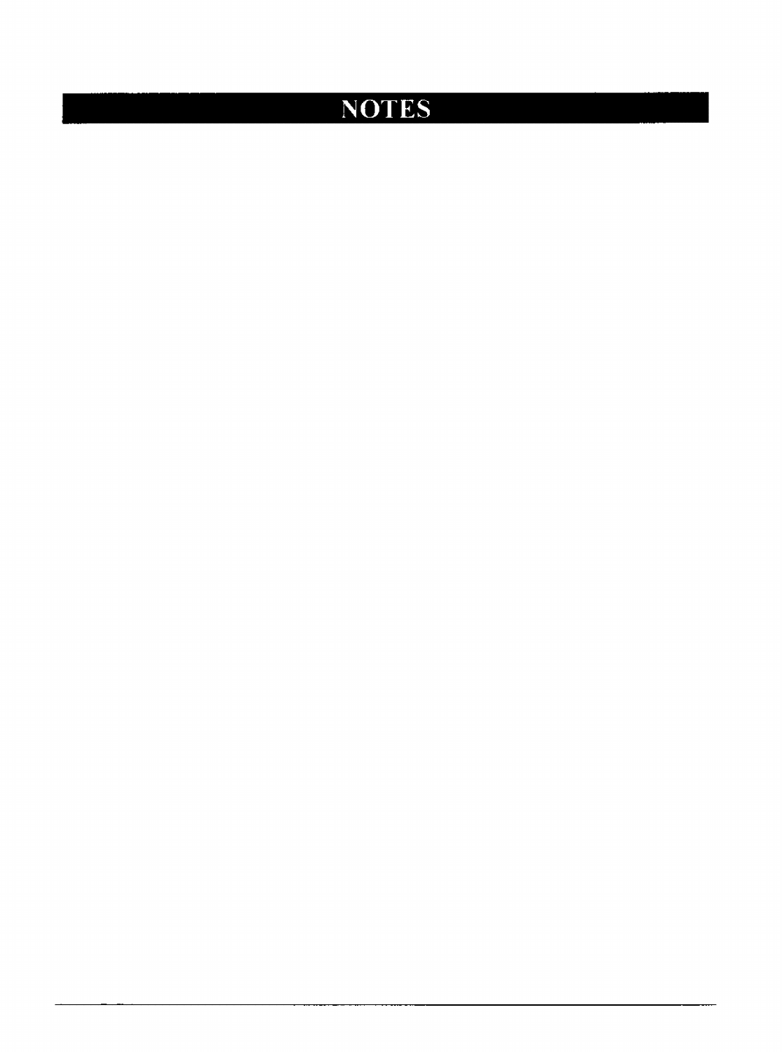# NOTES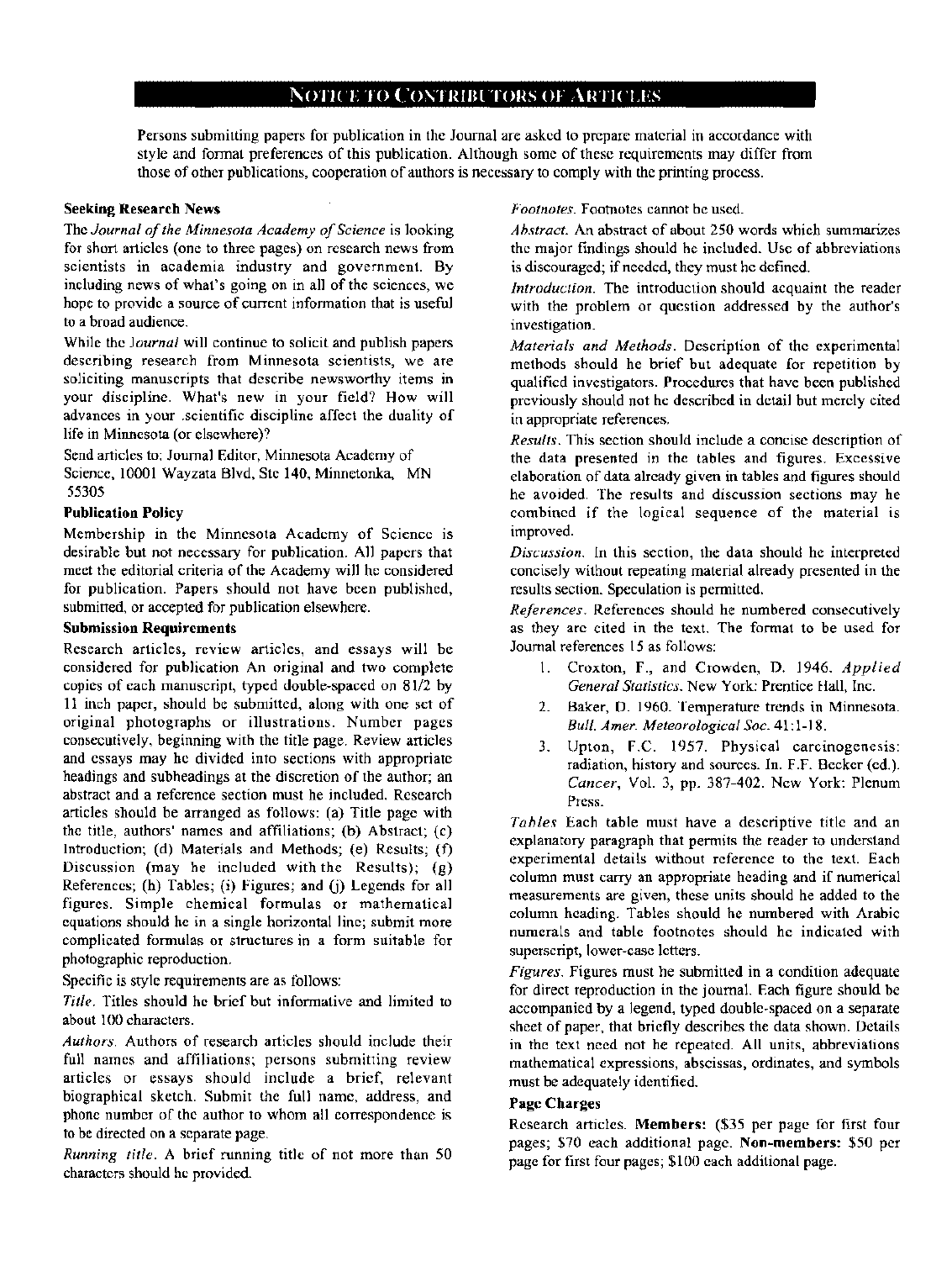# Notice to Contributors of Articles

Persons submitting papers for publication in the Journal are asked to prepare material in accordance with style and format preferences of this publication. Although some of these requirements may differ from those of other publications, cooperation of authors is necessary to comply with the printing process.

**Seeking Research News**

The *Journal of the Minnesota Academy of Science* is looking for short articles (one to three pages) on research news from scientists in academia industry and government. By including news of what's going on in all of the sciences, we hope to provide a source of current information that is useful to a broad audience.

While the *Journal* will continue to solicit and publish papers describing research from Minnesota scientists, we are soliciting manuscripts that describe newsworthy items in your discipline. What's new in your field? How will advances in your .scientific discipline affect the duality of life in Minnesota (or elsewhere)?

Send articles to: Journal Editor, Minnesota Academy of Science, 10001 Wayzata Blvd, Ste 140, Minnetonka, MN 55305

**Publication Policy**

Membership in the Minnesota Academy of Science is desirable but not necessary for publication. All papers that meet the editorial criteria of the Academy will be considered for publication. Papers should not have been published, submitted, or accepted for publication elsewhere.

**Submission Requirements**

Research articles, review articles, and essays will be considered for publication An original and two complete copies of each manuscript, typed double-spaced on 81/2 by 11 inch paper, should be submitted, along with one set of original photographs or illustrations. Number pages consecutively, beginning with the title page. Review articles and essays may he divided into sections with appropriate headings and subheadings at the discretion of the author; an abstract and a reference section must he included. Research articles should be arranged as follows: (a) Title page with the title, authors' names and affiliations; (b) Abstract; (c) Introduction; (d) Materials and Methods; (e) Results; (f) Discussion (may he included with the Results); (g) References; (h) Tables; (i) Figures; and (j) Legends for all figures. Simple chemical formulas or mathematical equations should he in a single horizontal line; submit more complicated formulas or structures in a form suitable for photographic reproduction.

Specific is style requirements are as follows:

*Title.* Titles should he brief but informative and limited to about 100 characters.

*Authors.* Authors of research articles should include their full names and affiliations; persons submitting review articles or essays should include a brief, relevant biographical sketch. Submit the full name, address, and phone number of the author to whom all correspondence is to be directed on a separate page.

*Running title.* A brief running title of not more than 50 characters should he provided.

*Footnotes.* Footnotes cannot be used.

*Abstract.* An abstract of about 250 words which summarizes the major findings should he included. Use of abbreviations is discouraged; if needed, they must he defined.

*Introduction.* The introduction should acquaint the reader with the problem or question addressed by the author's investigation.

*Materials and Methods.* Description of the experimental methods should he brief but adequate for repetition by qualified investigators. Procedures that have been published previously should not he described in detail but merely cited in appropriate references.

*Results.* This section should include a concise description of the data presented in the tables and figures. Excessive elaboration of data already given in tables and figures should he avoided. The results and discussion sections may he combined if the logical sequence of the material is improved.

*Discussion.* In this section, the data should he interpreted concisely without repeating material already presented in the results section. Speculation is permitted.

*References.* References should he numbered consecutively as they are cited in the text. The format to be used for Journal references 15 as follows:

1. Croxton, F., and Crowden, D. 1946. *Applied General Statistics*. New York: Prentice Hall, Inc.
2. Baker, D. 1960. Temperature trends in Minnesota. *Bull. Amer. Meteorological Soc.* 41:1-18.
3. Upton, F.C. 1957. Physical carcinogenesis: radiation, history and sources. In. F.F. Becker (ed.). *Cancer*, Vol. 3, pp. 387-402. New York: Plenum Press.

*Tables* Each table must have a descriptive title and an explanatory paragraph that permits the reader to understand experimental details without reference to the text. Each column must carry an appropriate heading and if numerical measurements are given, these units should he added to the column heading. Tables should he numbered with Arabic numerals and table footnotes should he indicated with superscript, lower-case letters.

*Figures.* Figures must he submitted in a condition adequate for direct reproduction in the journal. Each figure should be accompanied by a legend, typed double-spaced on a separate sheet of paper, that briefly describes the data shown. Details in the text need not he repeated. All units, abbreviations mathematical expressions, abscissas, ordinates, and symbols must be adequately identified.

**Page Charges**

Research articles. **Members:** ($35 per page for first four pages; $70 each additional page. **Non-members:** $50 per page for first four pages; $100 each additional page.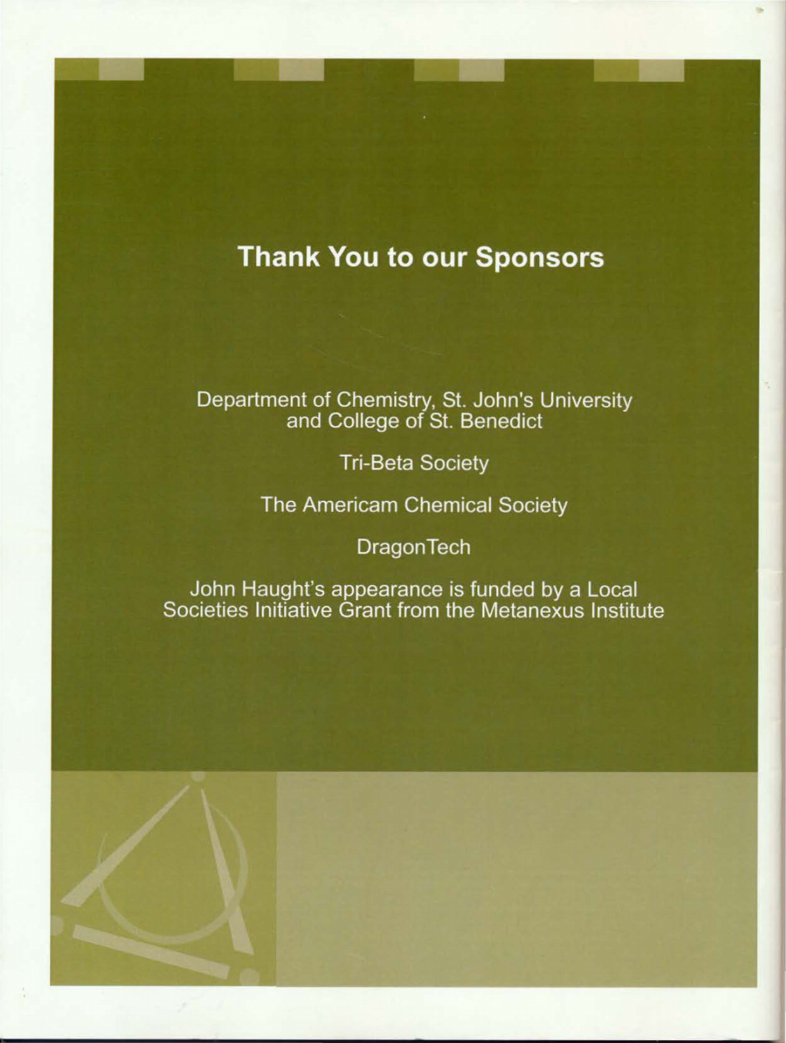## Thank You to our Sponsors

Department of Chemistry, St. John's University and College of St. Benedict

Tri-Beta Society

The Americam Chemical Society

DragonTech

John Haught's appearance is funded by a Local Societies Initiative Grant from the Metanexus Institute